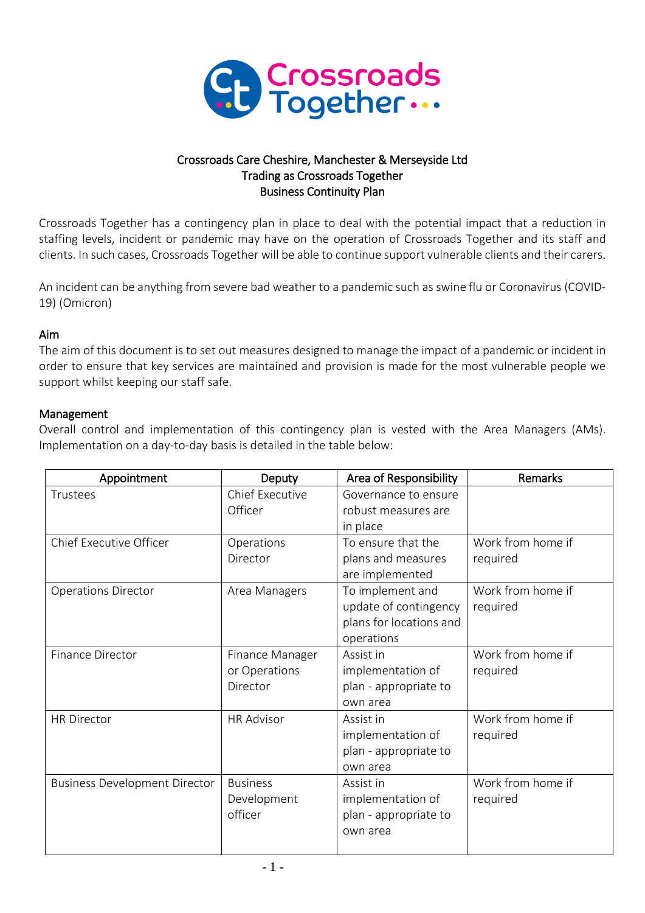Crossroads Together

# Crossroads Care Cheshire, Manchester & Merseyside Ltd
## Trading as Crossroads Together
## Business Continuity Plan

Crossroads Together has a contingency plan in place to deal with the potential impact that a reduction in staffing levels, incident or pandemic may have on the operation of Crossroads Together and its staff and clients. In such cases, Crossroads Together will be able to continue support vulnerable clients and their carers.

An incident can be anything from severe bad weather to a pandemic such as swine flu or Coronavirus (COVID-19) (Omicron)

### Aim

The aim of this document is to set out measures designed to manage the impact of a pandemic or incident in order to ensure that key services are maintained and provision is made for the most vulnerable people we support whilst keeping our staff safe.

### Management

Overall control and implementation of this contingency plan is vested with the Area Managers (AMs). Implementation on a day-to-day basis is detailed in the table below:

| Appointment | Deputy | Area of Responsibility | Remarks |
|---|---|---|---|
| Trustees | Chief Executive Officer | Governance to ensure robust measures are in place | |
| Chief Executive Officer | Operations Director | To ensure that the plans and measures are implemented | Work from home if required |
| Operations Director | Area Managers | To implement and update of contingency plans for locations and operations | Work from home if required |
| Finance Director | Finance Manager or Operations Director | Assist in implementation of plan - appropriate to own area | Work from home if required |
| HR Director | HR Advisor | Assist in implementation of plan - appropriate to own area | Work from home if required |
| Business Development Director | Business Development officer | Assist in implementation of plan - appropriate to own area | Work from home if required |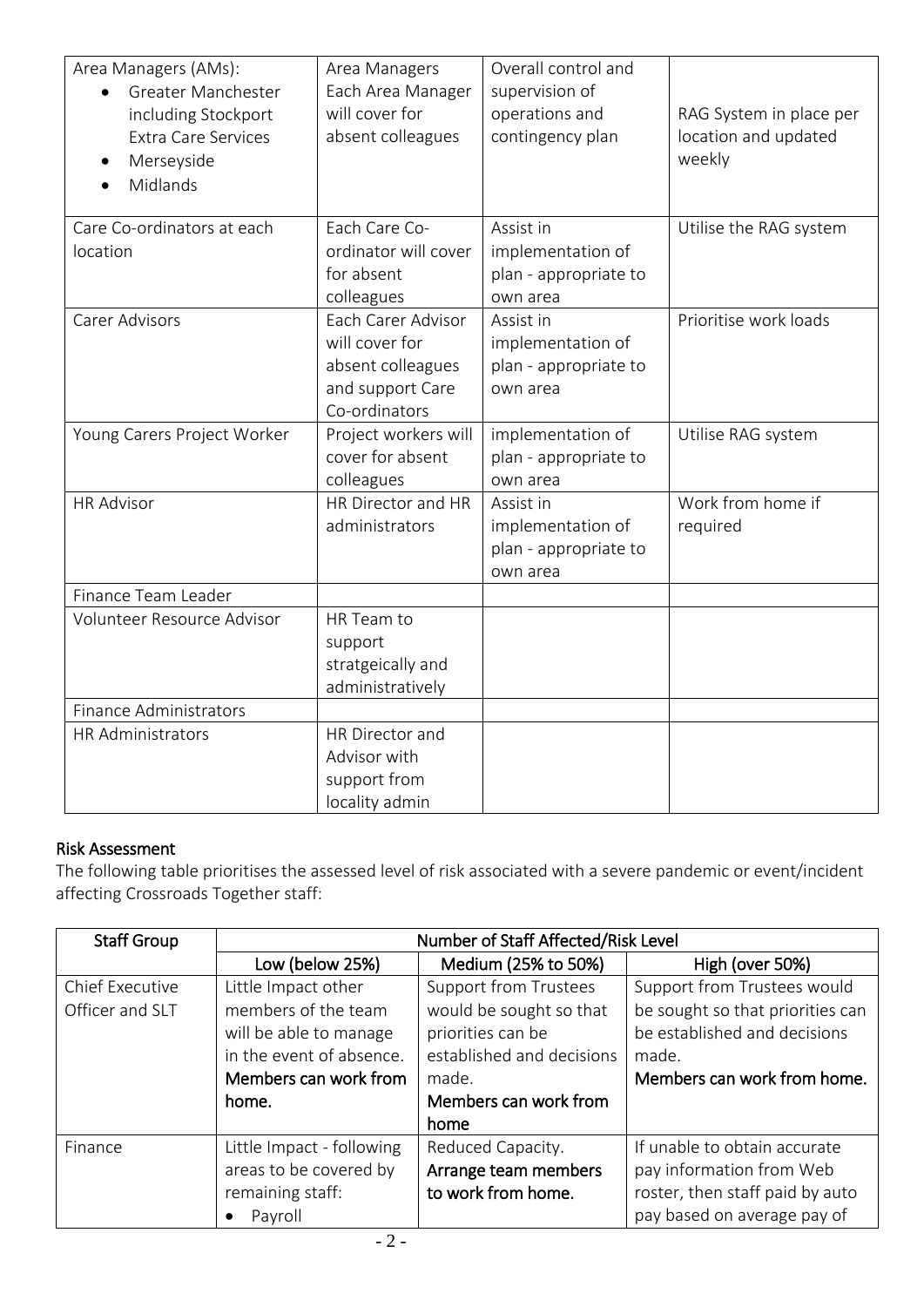| Area Managers (AMs):<br>• Greater Manchester including Stockport Extra Care Services<br>• Merseyside<br>• Midlands | Area Managers Each Area Manager will cover for absent colleagues | Overall control and supervision of operations and contingency plan | RAG System in place per location and updated weekly |
|---|---|---|---|
| Care Co-ordinators at each location | Each Care Co-ordinator will cover for absent colleagues | Assist in implementation of plan - appropriate to own area | Utilise the RAG system |
| Carer Advisors | Each Carer Advisor will cover for absent colleagues and support Care Co-ordinators | Assist in implementation of plan - appropriate to own area | Prioritise work loads |
| Young Carers Project Worker | Project workers will cover for absent colleagues | implementation of plan - appropriate to own area | Utilise RAG system |
| HR Advisor | HR Director and HR administrators | Assist in implementation of plan - appropriate to own area | Work from home if required |
| Finance Team Leader | | | |
| Volunteer Resource Advisor | HR Team to support stratgeically and administratively | | |
| Finance Administrators | | | |
| HR Administrators | HR Director and Advisor with support from locality admin | | |

**Risk Assessment**

The following table prioritises the assessed level of risk associated with a severe pandemic or event/incident affecting Crossroads Together staff:

| Staff Group | Number of Staff Affected/Risk Level | | |
|---|---|---|---|
| | Low (below 25%) | Medium (25% to 50%) | High (over 50%) |
| Chief Executive Officer and SLT | Little Impact other members of the team will be able to manage in the event of absence. **Members can work from home.** | Support from Trustees would be sought so that priorities can be established and decisions made. **Members can work from home** | Support from Trustees would be sought so that priorities can be established and decisions made. **Members can work from home.** |
| Finance | Little Impact - following areas to be covered by remaining staff:<br>• Payroll | Reduced Capacity. **Arrange team members to work from home.** | If unable to obtain accurate pay information from Web roster, then staff paid by auto pay based on average pay of |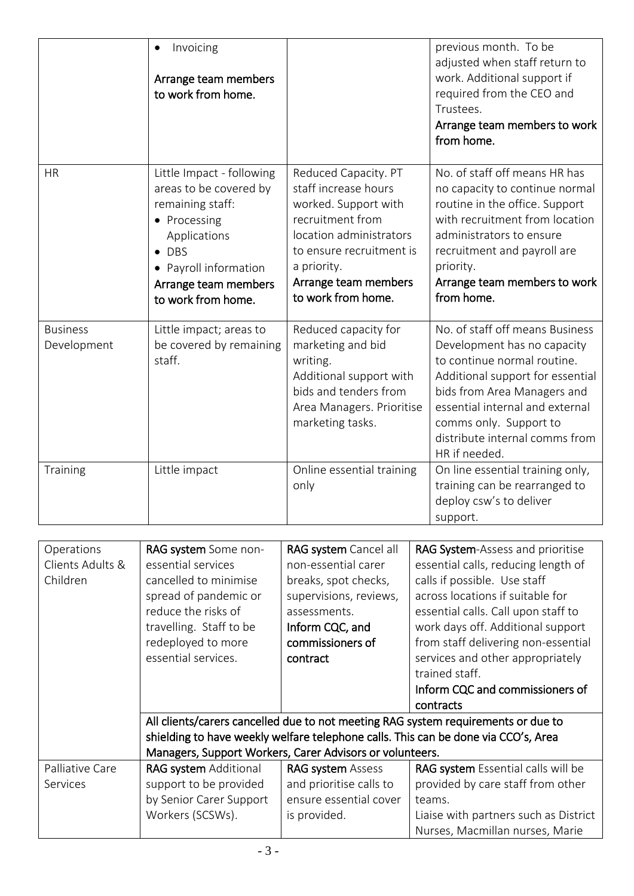| | • Invoicing<br><br>**Arrange team members to work from home.** | | previous month. To be adjusted when staff return to work. Additional support if required from the CEO and Trustees.<br>**Arrange team members to work from home.** |
|---|---|---|---|
| HR | Little Impact - following areas to be covered by remaining staff:<br>• Processing Applications<br>• DBS<br>• Payroll information<br>**Arrange team members to work from home.** | Reduced Capacity. PT staff increase hours worked. Support with recruitment from location administrators to ensure recruitment is a priority.<br>**Arrange team members to work from home.** | No. of staff off means HR has no capacity to continue normal routine in the office. Support with recruitment from location administrators to ensure recruitment and payroll are priority.<br>**Arrange team members to work from home.** |
| Business Development | Little impact; areas to be covered by remaining staff. | Reduced capacity for marketing and bid writing.<br>Additional support with bids and tenders from Area Managers. Prioritise marketing tasks. | No. of staff off means Business Development has no capacity to continue normal routine. Additional support for essential bids from Area Managers and essential internal and external comms only. Support to distribute internal comms from HR if needed. |
| Training | Little impact | Online essential training only | On line essential training only, training can be rearranged to deploy csw's to deliver support. |

| Operations Clients Adults & Children | **RAG system** Some non-essential services cancelled to minimise spread of pandemic or reduce the risks of travelling. Staff to be redeployed to more essential services. | **RAG system** Cancel all non-essential carer breaks, spot checks, supervisions, reviews, assessments.<br>**Inform CQC, and commissioners of contract** | **RAG System**-Assess and prioritise essential calls, reducing length of calls if possible. Use staff across locations if suitable for essential calls. Call upon staff to work days off. Additional support from staff delivering non-essential services and other appropriately trained staff.<br>**Inform CQC and commissioners of contracts** |
|---|---|---|---|
| | **All clients/carers cancelled due to not meeting RAG system requirements or due to shielding to have weekly welfare telephone calls. This can be done via CCO's, Area Managers, Support Workers, Carer Advisors or volunteers.** | | |
| Palliative Care Services | **RAG system** Additional support to be provided by Senior Carer Support Workers (SCSWs). | **RAG system** Assess and prioritise calls to ensure essential cover is provided. | **RAG system** Essential calls will be provided by care staff from other teams.<br>Liaise with partners such as District Nurses, Macmillan nurses, Marie |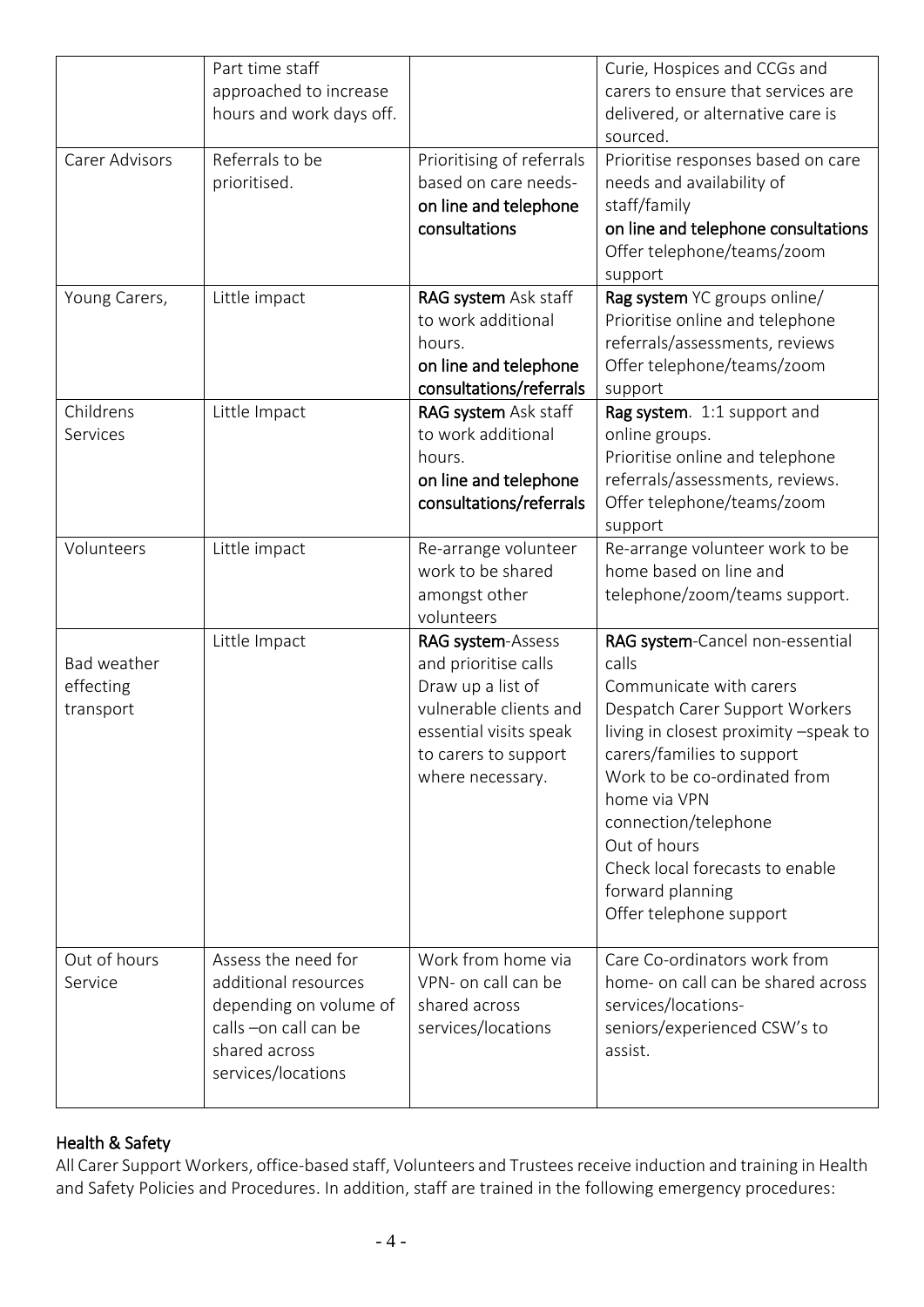| | Part time staff approached to increase hours and work days off. | | Curie, Hospices and CCGs and carers to ensure that services are delivered, or alternative care is sourced. |
|---|---|---|---|
| Carer Advisors | Referrals to be prioritised. | Prioritising of referrals based on care needs- on line and telephone consultations | Prioritise responses based on care needs and availability of staff/family on line and telephone consultations Offer telephone/teams/zoom support |
| Young Carers, | Little impact | RAG system Ask staff to work additional hours. on line and telephone consultations/referrals | Rag system YC groups online/ Prioritise online and telephone referrals/assessments, reviews Offer telephone/teams/zoom support |
| Childrens Services | Little Impact | RAG system Ask staff to work additional hours. on line and telephone consultations/referrals | Rag system. 1:1 support and online groups. Prioritise online and telephone referrals/assessments, reviews. Offer telephone/teams/zoom support |
| Volunteers | Little impact | Re-arrange volunteer work to be shared amongst other volunteers | Re-arrange volunteer work to be home based on line and telephone/zoom/teams support. |
| Bad weather effecting transport | Little Impact | RAG system-Assess and prioritise calls Draw up a list of vulnerable clients and essential visits speak to carers to support where necessary. | RAG system-Cancel non-essential calls Communicate with carers Despatch Carer Support Workers living in closest proximity –speak to carers/families to support Work to be co-ordinated from home via VPN connection/telephone Out of hours Check local forecasts to enable forward planning Offer telephone support |
| Out of hours Service | Assess the need for additional resources depending on volume of calls –on call can be shared across services/locations | Work from home via VPN- on call can be shared across services/locations | Care Co-ordinators work from home- on call can be shared across services/locations- seniors/experienced CSW's to assist. |

## Health & Safety

All Carer Support Workers, office-based staff, Volunteers and Trustees receive induction and training in Health and Safety Policies and Procedures. In addition, staff are trained in the following emergency procedures: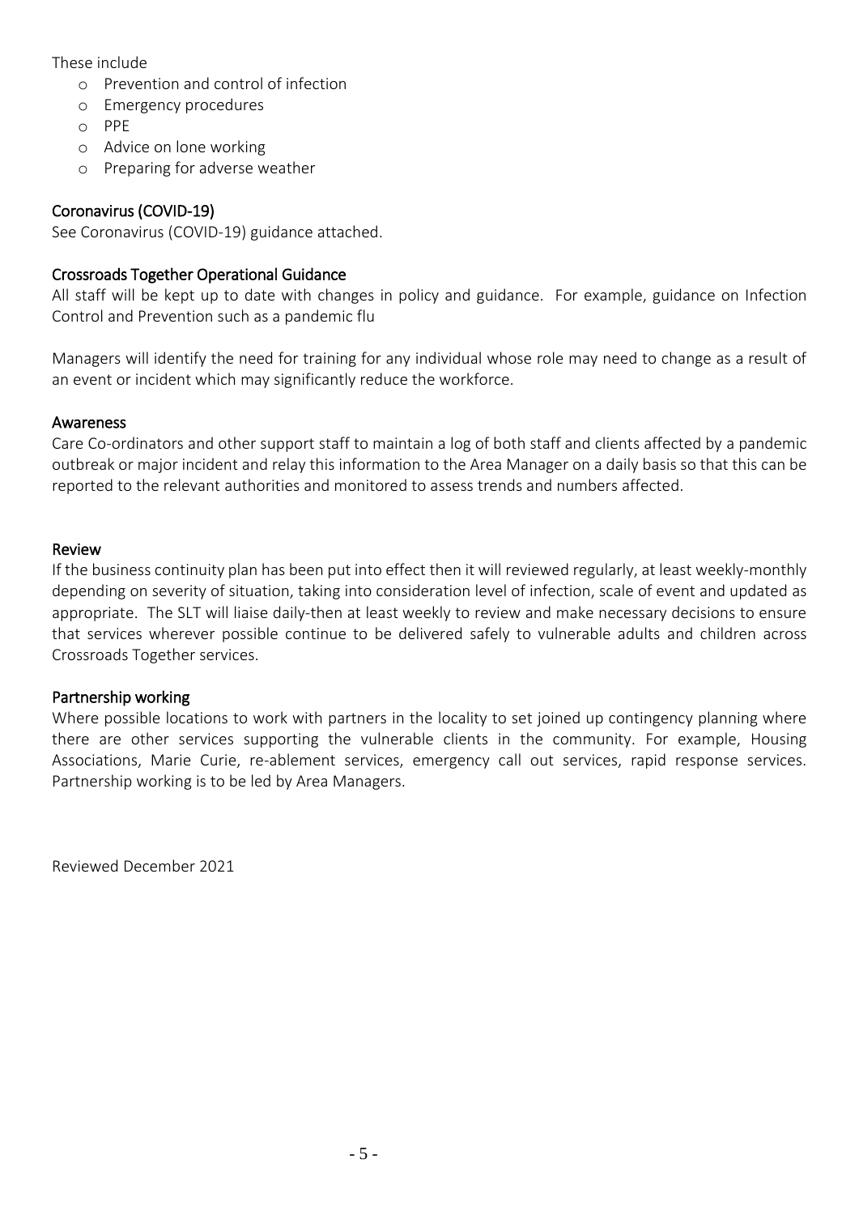These include

- Prevention and control of infection
- Emergency procedures
- PPE
- Advice on lone working
- Preparing for adverse weather

## Coronavirus (COVID-19)

See Coronavirus (COVID-19) guidance attached.

## Crossroads Together Operational Guidance

All staff will be kept up to date with changes in policy and guidance. For example, guidance on Infection Control and Prevention such as a pandemic flu

Managers will identify the need for training for any individual whose role may need to change as a result of an event or incident which may significantly reduce the workforce.

## Awareness

Care Co-ordinators and other support staff to maintain a log of both staff and clients affected by a pandemic outbreak or major incident and relay this information to the Area Manager on a daily basis so that this can be reported to the relevant authorities and monitored to assess trends and numbers affected.

## Review

If the business continuity plan has been put into effect then it will reviewed regularly, at least weekly-monthly depending on severity of situation, taking into consideration level of infection, scale of event and updated as appropriate. The SLT will liaise daily-then at least weekly to review and make necessary decisions to ensure that services wherever possible continue to be delivered safely to vulnerable adults and children across Crossroads Together services.

## Partnership working

Where possible locations to work with partners in the locality to set joined up contingency planning where there are other services supporting the vulnerable clients in the community. For example, Housing Associations, Marie Curie, re-ablement services, emergency call out services, rapid response services. Partnership working is to be led by Area Managers.

Reviewed December 2021